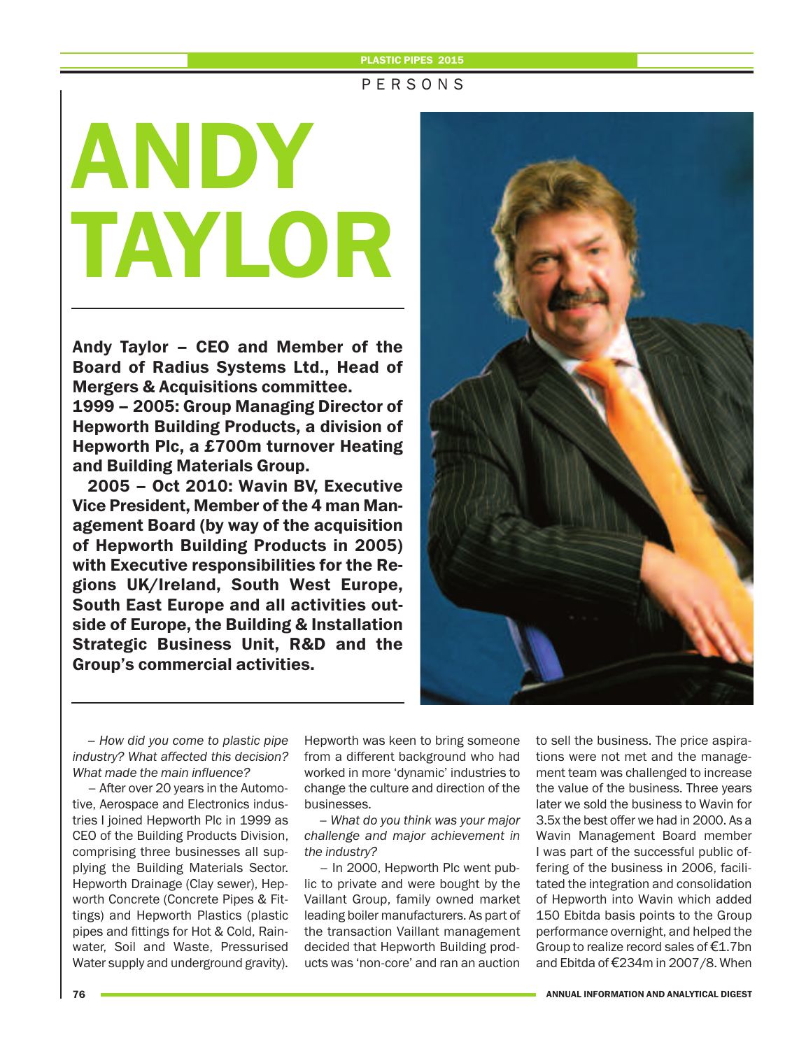PERSONS

# ANDY TAYLOR

**Andy Taylor – CEO and Member of the Board of Radius Systems Ltd., Head of Mergers & Acquisitions committee.**
**1999 – 2005: Group Managing Director of Hepworth Building Products, a division of Hepworth Plc, a £700m turnover Heating and Building Materials Group.**

**2005 – Oct 2010: Wavin BV, Executive Vice President, Member of the 4 man Management Board (by way of the acquisition of Hepworth Building Products in 2005) with Executive responsibilities for the Regions UK/Ireland, South West Europe, South East Europe and all activities outside of Europe, the Building & Installation Strategic Business Unit, R&D and the Group's commercial activities.**

*– How did you come to plastic pipe industry? What affected this decision? What made the main influence?*

– After over 20 years in the Automotive, Aerospace and Electronics industries I joined Hepworth Plc in 1999 as CEO of the Building Products Division, comprising three businesses all supplying the Building Materials Sector. Hepworth Drainage (Clay sewer), Hepworth Concrete (Concrete Pipes & Fittings) and Hepworth Plastics (plastic pipes and fittings for Hot & Cold, Rainwater, Soil and Waste, Pressurised Water supply and underground gravity). Hepworth was keen to bring someone from a different background who had worked in more 'dynamic' industries to change the culture and direction of the businesses.

*– What do you think was your major challenge and major achievement in the industry?*

– In 2000, Hepworth Plc went public to private and were bought by the Vaillant Group, family owned market leading boiler manufacturers. As part of the transaction Vaillant management decided that Hepworth Building products was 'non-core' and ran an auction to sell the business. The price aspirations were not met and the management team was challenged to increase the value of the business. Three years later we sold the business to Wavin for 3.5x the best offer we had in 2000. As a Wavin Management Board member I was part of the successful public offering of the business in 2006, facilitated the integration and consolidation of Hepworth into Wavin which added 150 Ebitda basis points to the Group performance overnight, and helped the Group to realize record sales of €1.7bn and Ebitda of €234m in 2007/8. When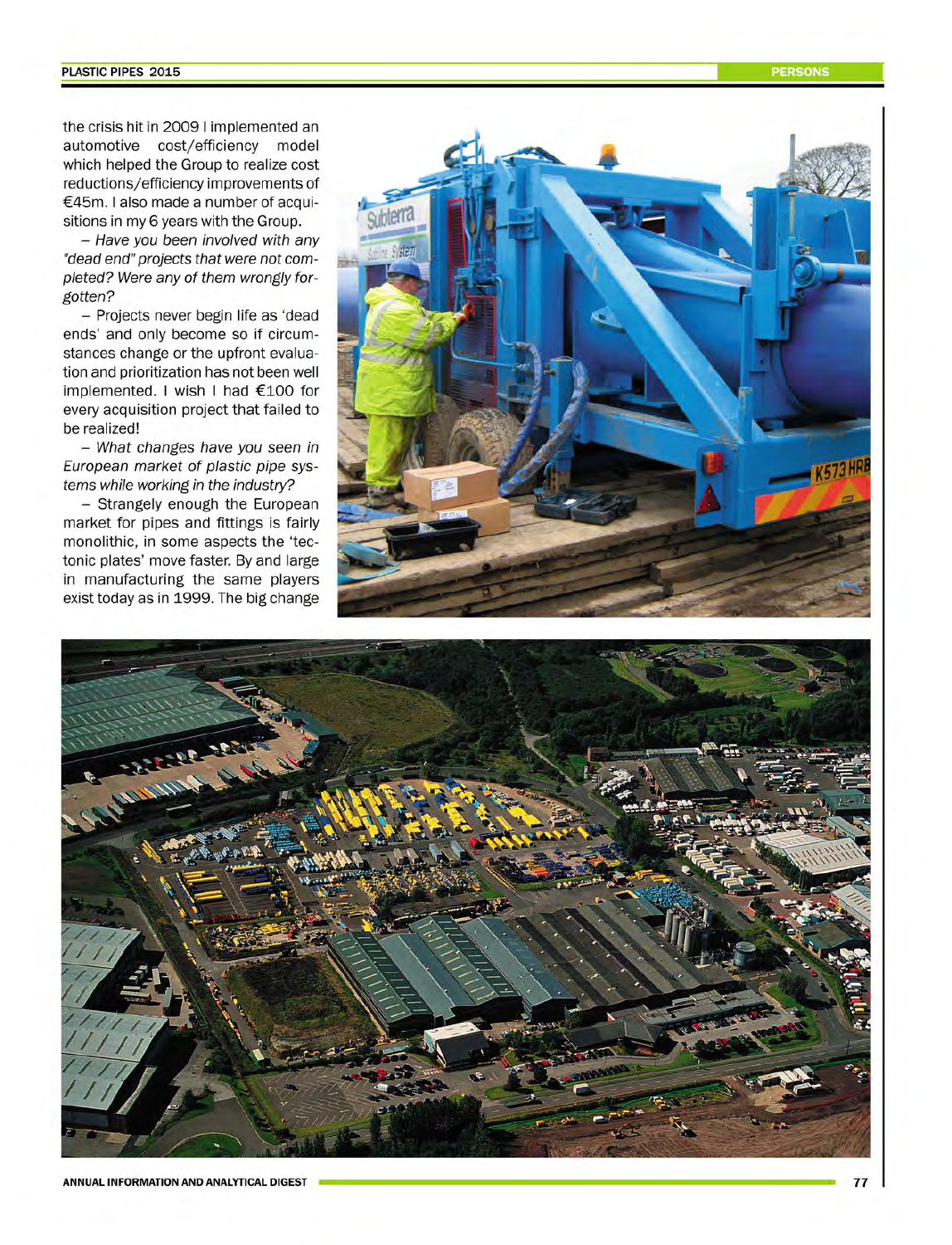the crisis hit in 2009 I implemented an automotive cost/efficiency model which helped the Group to realize cost reductions/efficiency improvements of €45m. I also made a number of acquisitions in my 6 years with the Group.

– *Have you been involved with any "dead end" projects that were not completed? Were any of them wrongly forgotten?*

– Projects never begin life as 'dead ends' and only become so if circumstances change or the upfront evaluation and prioritization has not been well implemented. I wish I had €100 for every acquisition project that failed to be realized!

– *What changes have you seen in European market of plastic pipe systems while working in the industry?*

– Strangely enough the European market for pipes and fittings is fairly monolithic, in some aspects the 'tectonic plates' move faster. By and large in manufacturing the same players exist today as in 1999. The big change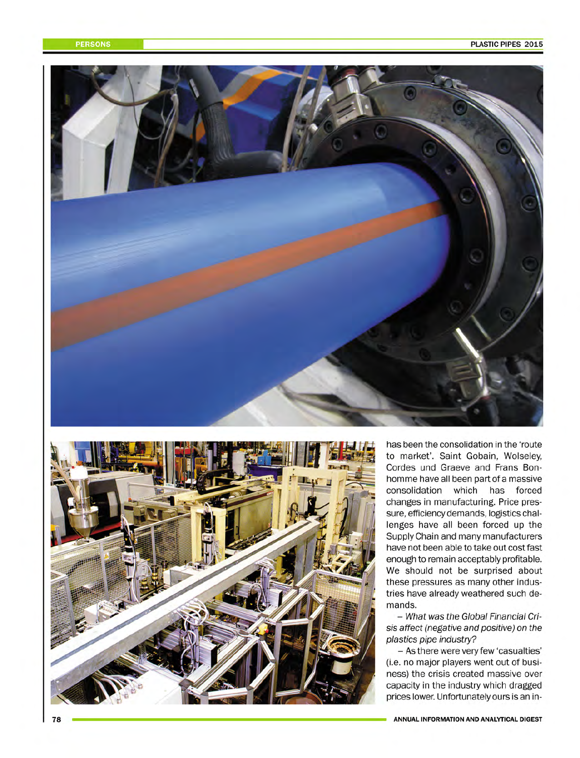has been the consolidation in the 'route to market'. Saint Gobain, Wolseley, Cordes und Graeve and Frans Bonhomme have all been part of a massive consolidation which has forced changes in manufacturing. Price pressure, efficiency demands, logistics challenges have all been forced up the Supply Chain and many manufacturers have not been able to take out cost fast enough to remain acceptably profitable. We should not be surprised about these pressures as many other industries have already weathered such demands.

– *What was the Global Financial Crisis affect (negative and positive) on the plastics pipe industry?*

– As there were very few 'casualties' (i.e. no major players went out of business) the crisis created massive over capacity in the industry which dragged prices lower. Unfortunately ours is an in-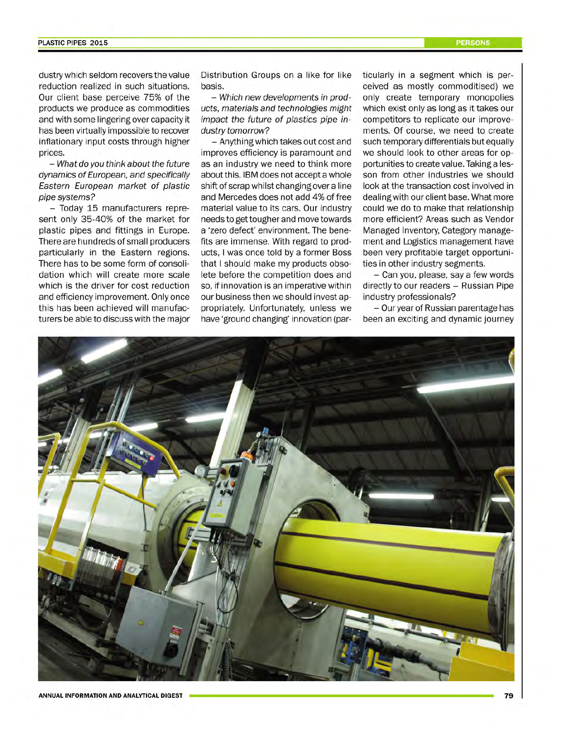dustry which seldom recovers the value reduction realized in such situations. Our client base perceive 75% of the products we produce as commodities and with some lingering over capacity it has been virtually impossible to recover inflationary input costs through higher prices.

*– What do you think about the future dynamics of European, and specifically Eastern European market of plastic pipe systems?*

– Today 15 manufacturers represent only 35-40% of the market for plastic pipes and fittings in Europe. There are hundreds of small producers particularly in the Eastern regions. There has to be some form of consolidation which will create more scale which is the driver for cost reduction and efficiency improvement. Only once this has been achieved will manufacturers be able to discuss with the major Distribution Groups on a like for like basis.

*– Which new developments in products, materials and technologies might impact the future of plastics pipe industry tomorrow?*

– Anything which takes out cost and improves efficiency is paramount and as an industry we need to think more about this. IBM does not accept a whole shift of scrap whilst changing over a line and Mercedes does not add 4% of free material value to its cars. Our industry needs to get tougher and move towards a 'zero defect' environment. The benefits are immense. With regard to products, I was once told by a former Boss that I should make my products obsolete before the competition does and so, if innovation is an imperative within our business then we should invest appropriately. Unfortunately, unless we have 'ground changing' innovation (particularly in a segment which is perceived as mostly commoditised) we only create temporary monopolies which exist only as long as it takes our competitors to replicate our improvements. Of course, we need to create such temporary differentials but equally we should look to other areas for opportunities to create value. Taking a lesson from other industries we should look at the transaction cost involved in dealing with our client base. What more could we do to make that relationship more efficient? Areas such as Vendor Managed Inventory, Category management and Logistics management have been very profitable target opportunities in other industry segments.

– Can you, please, say a few words directly to our readers – Russian Pipe industry professionals?

– Our year of Russian parentage has been an exciting and dynamic journey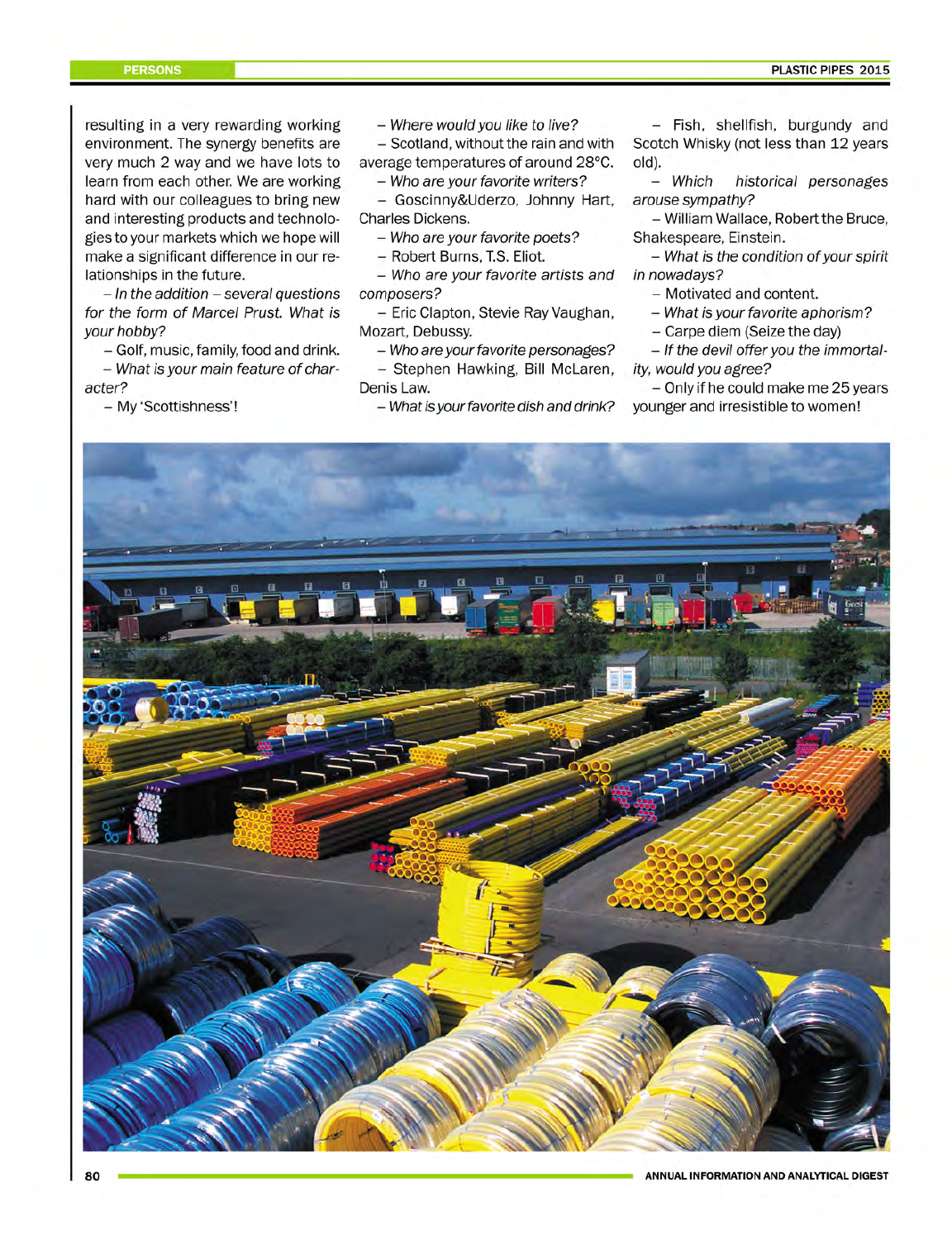resulting in a very rewarding working environment. The synergy benefits are very much 2 way and we have lots to learn from each other. We are working hard with our colleagues to bring new and interesting products and technologies to your markets which we hope will make a significant difference in our relationships in the future.

*– In the addition – several questions for the form of Marcel Prust. What is your hobby?*

– Golf, music, family, food and drink.

*– What is your main feature of character?*

– My 'Scottishness'!

*– Where would you like to live?*

– Scotland, without the rain and with average temperatures of around 28°C.

*– Who are your favorite writers?*

– Goscinny&Uderzo, Johnny Hart, Charles Dickens.

*– Who are your favorite poets?*

– Robert Burns, T.S. Eliot.

*– Who are your favorite artists and composers?*

– Eric Clapton, Stevie Ray Vaughan, Mozart, Debussy.

*– Who are your favorite personages?*

– Stephen Hawking, Bill McLaren, Denis Law.

*– What is your favorite dish and drink?*

– Fish, shellfish, burgundy and Scotch Whisky (not less than 12 years old).

*– Which historical personages arouse sympathy?*

– William Wallace, Robert the Bruce, Shakespeare, Einstein.

*– What is the condition of your spirit in nowadays?*

– Motivated and content.

*– What is your favorite aphorism?*

– Carpe diem (Seize the day)

*– If the devil offer you the immortality, would you agree?*

– Only if he could make me 25 years younger and irresistible to women!